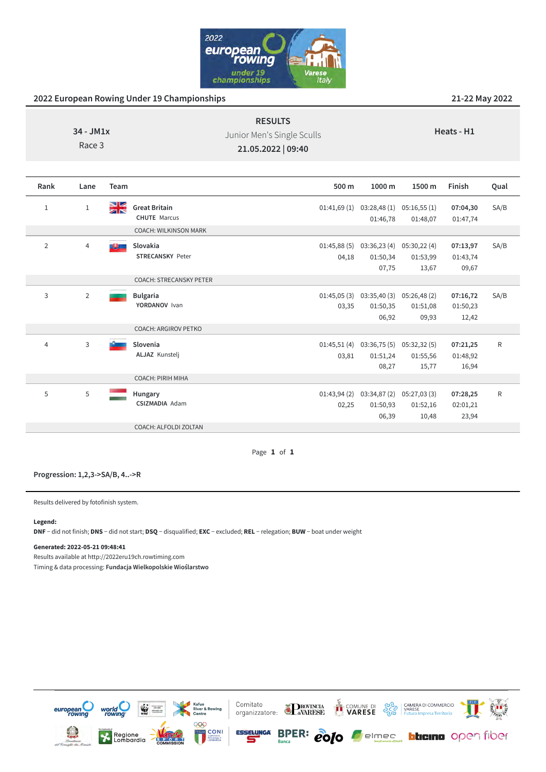# 2022 European Rowing Under 19 Championships

21-22 May 2022

**34 - JM1x**
Race 3

**RESULTS**
Junior Men's Single Sculls
**21.05.2022 | 09:40**

**Heats - H1**

| Rank | Lane | Team | 500 m | 1000 m | 1500 m | Finish | Qual |
|---|---|---|---|---|---|---|---|
| 1 | 1 | **Great Britain** CHUTE Marcus | 01:41,69 (1) | 03:28,48 (1) 01:46,78 | 05:16,55 (1) 01:48,07 | **07:04,30** 01:47,74 | SA/B |
| | | COACH: WILKINSON MARK | | | | | |
| 2 | 4 | **Slovakia** STRECANSKY Peter | 01:45,88 (5) 04,18 | 03:36,23 (4) 01:50,34 07,75 | 05:30,22 (4) 01:53,99 13,67 | **07:13,97** 01:43,74 09,67 | SA/B |
| | | COACH: STRECANSKY PETER | | | | | |
| 3 | 2 | **Bulgaria** YORDANOV Ivan | 01:45,05 (3) 03,35 | 03:35,40 (3) 01:50,35 06,92 | 05:26,48 (2) 01:51,08 09,93 | **07:16,72** 01:50,23 12,42 | SA/B |
| | | COACH: ARGIROV PETKO | | | | | |
| 4 | 3 | **Slovenia** ALJAZ Kunstelj | 01:45,51 (4) 03,81 | 03:36,75 (5) 01:51,24 08,27 | 05:32,32 (5) 01:55,56 15,77 | **07:21,25** 01:48,92 16,94 | R |
| | | COACH: PIRIH MIHA | | | | | |
| 5 | 5 | **Hungary** CSIZMADIA Adam | 01:43,94 (2) 02,25 | 03:34,87 (2) 01:50,93 06,39 | 05:27,03 (3) 01:52,16 10,48 | **07:28,25** 02:01,21 23,94 | R |
| | | COACH: ALFOLDI ZOLTAN | | | | | |

**Progression: 1,2,3->SA/B, 4..->R**

Results delivered by fotofinish system.

**Legend:**
**DNF** – did not finish; **DNS** – did not start; **DSQ** – disqualified; **EXC** – excluded; **REL** – relegation; **BUW** – boat under weight

**Generated: 2022-05-21 09:48:41**
Results available at http://2022eru19ch.rowtiming.com
Timing & data processing: **Fundacja Wielkopolskie Wioślarstwo**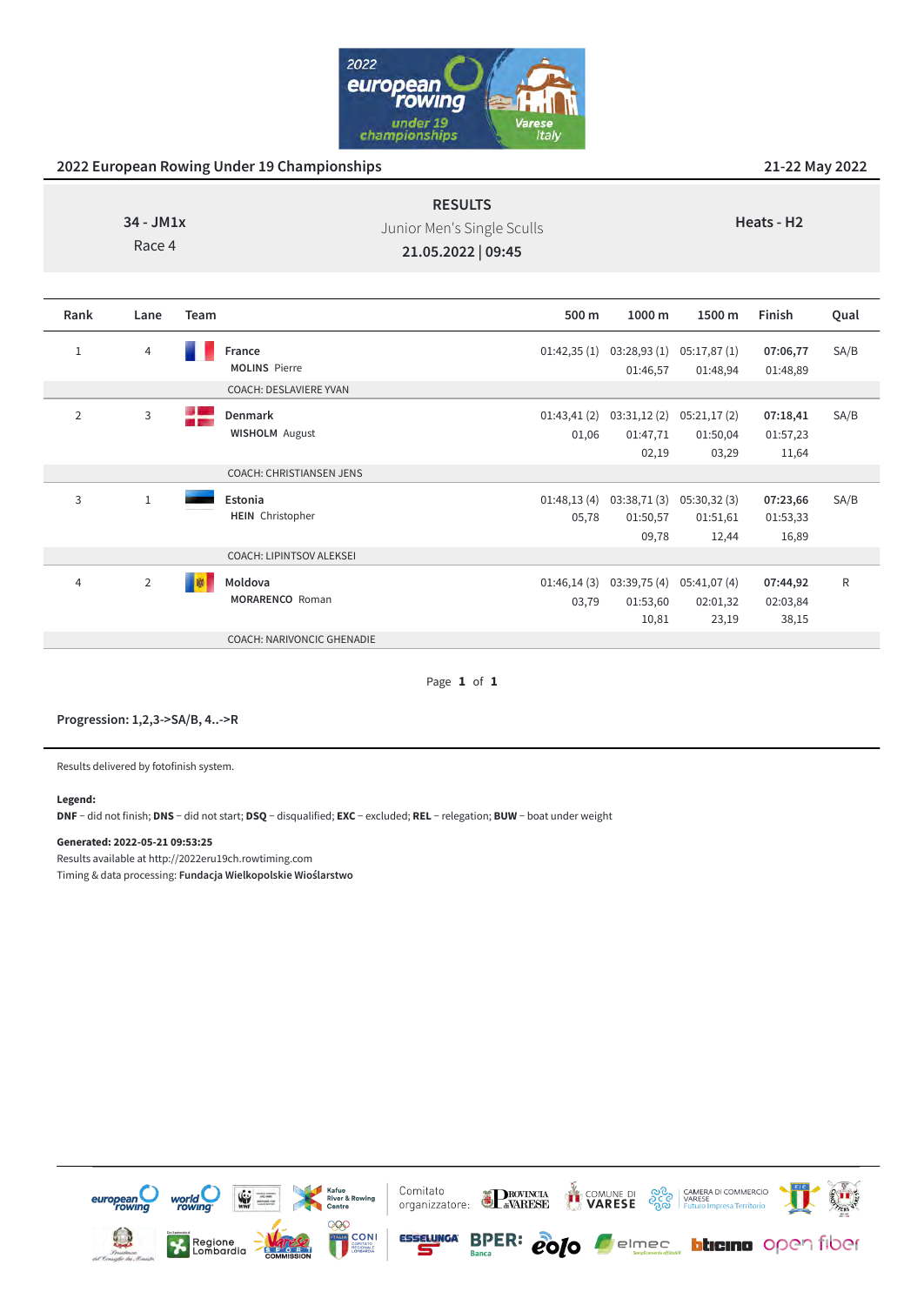## 2022 European Rowing Under 19 Championships

21-22 May 2022

**34 - JM1x**
Race 4

**RESULTS**
Junior Men's Single Sculls
**21.05.2022 | 09:45**

**Heats - H2**

| Rank | Lane | Team | 500 m | 1000 m | 1500 m | Finish | Qual |
|---|---|---|---|---|---|---|---|
| 1 | 4 | **France**<br>**MOLINS** Pierre | 01:42,35 (1) | 03:28,93 (1)<br>01:46,57 | 05:17,87 (1)<br>01:48,94 | **07:06,77**<br>01:48,89 | SA/B |
| | | COACH: DESLAVIERE YVAN | | | | | |
| 2 | 3 | **Denmark**<br>**WISHOLM** August | 01:43,41 (2)<br>01,06 | 03:31,12 (2)<br>01:47,71<br>02,19 | 05:21,17 (2)<br>01:50,04<br>03,29 | **07:18,41**<br>01:57,23<br>11,64 | SA/B |
| | | COACH: CHRISTIANSEN JENS | | | | | |
| 3 | 1 | **Estonia**<br>**HEIN** Christopher | 01:48,13 (4)<br>05,78 | 03:38,71 (3)<br>01:50,57<br>09,78 | 05:30,32 (3)<br>01:51,61<br>12,44 | **07:23,66**<br>01:53,33<br>16,89 | SA/B |
| | | COACH: LIPINTSOV ALEKSEI | | | | | |
| 4 | 2 | **Moldova**<br>**MORARENCO** Roman | 01:46,14 (3)<br>03,79 | 03:39,75 (4)<br>01:53,60<br>10,81 | 05:41,07 (4)<br>02:01,32<br>23,19 | **07:44,92**<br>02:03,84<br>38,15 | R |
| | | COACH: NARIVONCIC GHENADIE | | | | | |

**Progression: 1,2,3->SA/B, 4..->R**

Results delivered by fotofinish system.

**Legend:**
**DNF** – did not finish; **DNS** – did not start; **DSQ** – disqualified; **EXC** – excluded; **REL** – relegation; **BUW** – boat under weight

**Generated: 2022-05-21 09:53:25**
Results available at http://2022eru19ch.rowtiming.com
Timing & data processing: **Fundacja Wielkopolskie Wioślarstwo**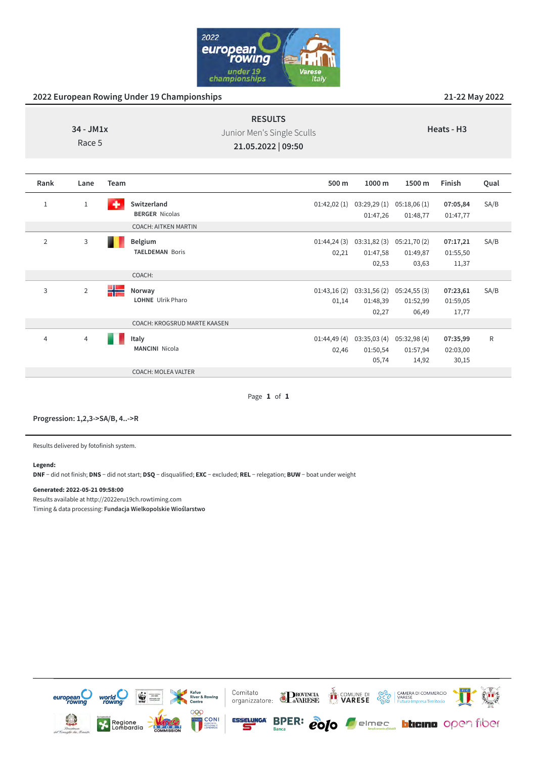# 2022 European Rowing Under 19 Championships

21-22 May 2022

**34 - JM1x**
Race 5

## RESULTS

Junior Men's Single Sculls

**21.05.2022 | 09:50**

**Heats - H3**

| Rank | Lane | Team | 500 m | 1000 m | 1500 m | Finish | Qual |
|---|---|---|---|---|---|---|---|
| 1 | 1 | **Switzerland** **BERGER** Nicolas | 01:42,02 (1) | 03:29,29 (1) 01:47,26 | 05:18,06 (1) 01:48,77 | **07:05,84** 01:47,77 | SA/B |
| | | COACH: AITKEN MARTIN | | | | | |
| 2 | 3 | **Belgium** **TAELDEMAN** Boris | 01:44,24 (3) 02,21 | 03:31,82 (3) 01:47,58 02,53 | 05:21,70 (2) 01:49,87 03,63 | **07:17,21** 01:55,50 11,37 | SA/B |
| | | COACH: | | | | | |
| 3 | 2 | **Norway** **LOHNE** Ulrik Pharo | 01:43,16 (2) 01,14 | 03:31,56 (2) 01:48,39 02,27 | 05:24,55 (3) 01:52,99 06,49 | **07:23,61** 01:59,05 17,77 | SA/B |
| | | COACH: KROGSRUD MARTE KAASEN | | | | | |
| 4 | 4 | **Italy** **MANCINI** Nicola | 01:44,49 (4) 02,46 | 03:35,03 (4) 01:50,54 05,74 | 05:32,98 (4) 01:57,94 14,92 | **07:35,99** 02:03,00 30,15 | R |
| | | COACH: MOLEA VALTER | | | | | |

**Progression: 1,2,3->SA/B, 4..->R**

Results delivered by fotofinish system.

**Legend:**
**DNF** – did not finish; **DNS** – did not start; **DSQ** – disqualified; **EXC** – excluded; **REL** – relegation; **BUW** – boat under weight

**Generated: 2022-05-21 09:58:00**
Results available at http://2022eru19ch.rowtiming.com
Timing & data processing: **Fundacja Wielkopolskie Wioślarstwo**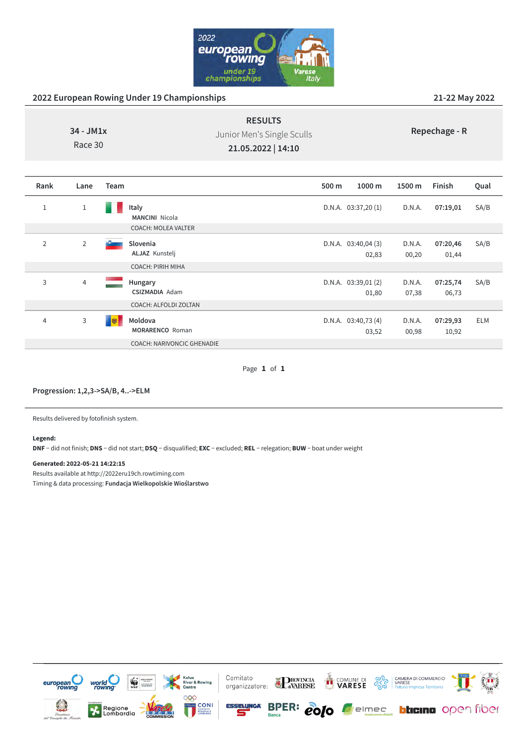## 2022 European Rowing Under 19 Championships

21-22 May 2022

**34 - JM1x**
Race 30

**RESULTS**
Junior Men's Single Sculls
**21.05.2022 | 14:10**

**Repechage - R**

| Rank | Lane | Team | 500 m | 1000 m | 1500 m | Finish | Qual |
|---|---|---|---|---|---|---|---|
| 1 | 1 | Italy<br>**MANCINI** Nicola | D.N.A. | 03:37,20 (1) | D.N.A. | **07:19,01** | SA/B |
| | | COACH: MOLEA VALTER | | | | | |
| 2 | 2 | Slovenia<br>**ALJAZ** Kunstelj | D.N.A. | 03:40,04 (3)<br>02,83 | D.N.A.<br>00,20 | **07:20,46**<br>01,44 | SA/B |
| | | COACH: PIRIH MIHA | | | | | |
| 3 | 4 | Hungary<br>**CSIZMADIA** Adam | D.N.A. | 03:39,01 (2)<br>01,80 | D.N.A.<br>07,38 | **07:25,74**<br>06,73 | SA/B |
| | | COACH: ALFOLDI ZOLTAN | | | | | |
| 4 | 3 | Moldova<br>**MORARENCO** Roman | D.N.A. | 03:40,73 (4)<br>03,52 | D.N.A.<br>00,98 | **07:29,93**<br>10,92 | ELM |
| | | COACH: NARIVONCIC GHENADIE | | | | | |

**Progression: 1,2,3->SA/B, 4..->ELM**

Results delivered by fotofinish system.

**Legend:**
**DNF** – did not finish; **DNS** – did not start; **DSQ** – disqualified; **EXC** – excluded; **REL** – relegation; **BUW** – boat under weight

**Generated: 2022-05-21 14:22:15**
Results available at http://2022eru19ch.rowtiming.com
Timing & data processing: **Fundacja Wielkopolskie Wioślarstwo**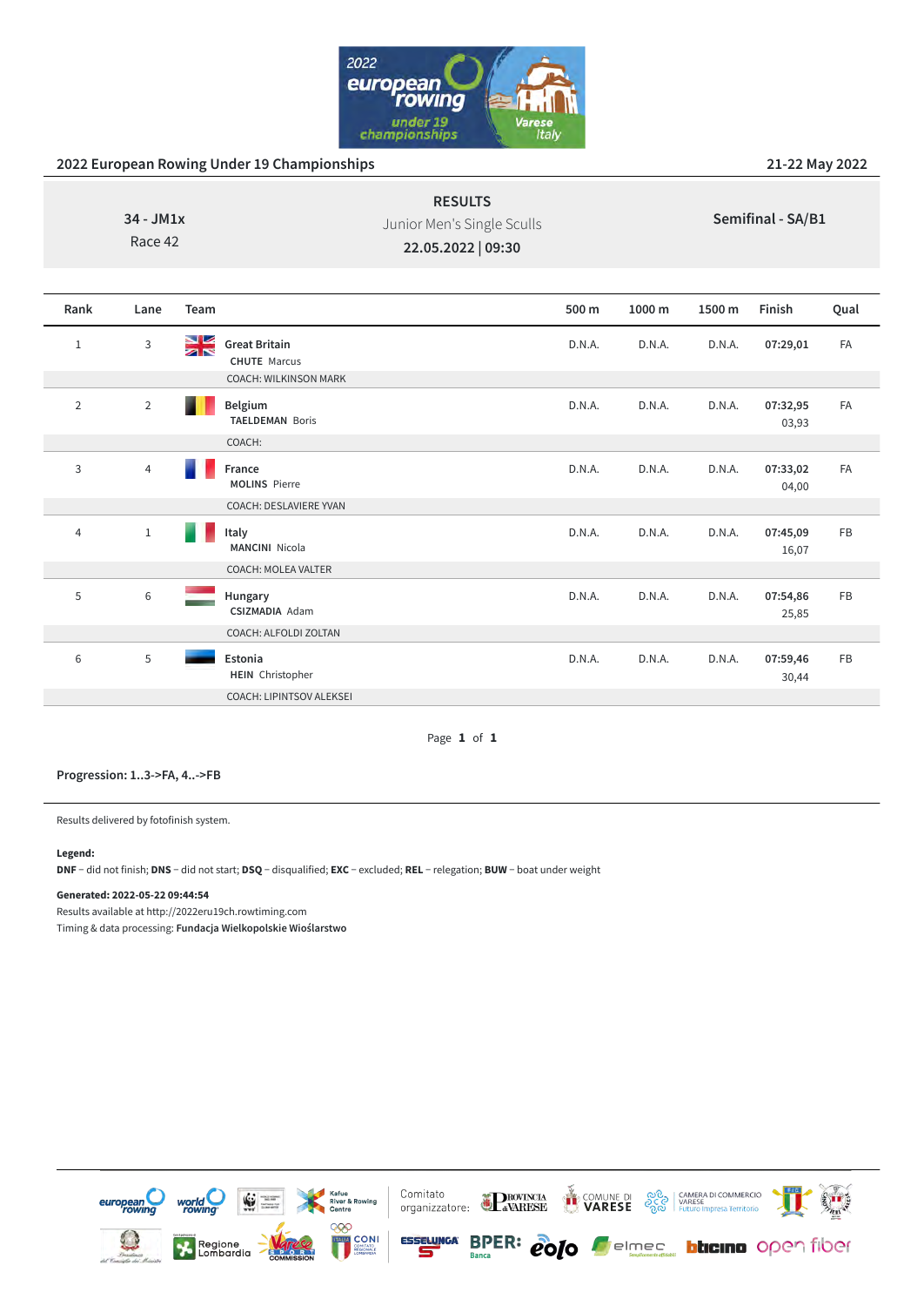## 2022 European Rowing Under 19 Championships

21-22 May 2022

**34 - JM1x**
Race 42

**RESULTS**
Junior Men's Single Sculls
**22.05.2022 | 09:30**

**Semifinal - SA/B1**

| Rank | Lane | Team | 500 m | 1000 m | 1500 m | Finish | Qual |
|---|---|---|---|---|---|---|---|
| 1 | 3 | **Great Britain**<br>**CHUTE** Marcus<br>COACH: WILKINSON MARK | D.N.A. | D.N.A. | D.N.A. | **07:29,01** | FA |
| 2 | 2 | **Belgium**<br>**TAELDEMAN** Boris<br>COACH: | D.N.A. | D.N.A. | D.N.A. | **07:32,95**<br>03,93 | FA |
| 3 | 4 | **France**<br>**MOLINS** Pierre<br>COACH: DESLAVIERE YVAN | D.N.A. | D.N.A. | D.N.A. | **07:33,02**<br>04,00 | FA |
| 4 | 1 | **Italy**<br>**MANCINI** Nicola<br>COACH: MOLEA VALTER | D.N.A. | D.N.A. | D.N.A. | **07:45,09**<br>16,07 | FB |
| 5 | 6 | **Hungary**<br>**CSIZMADIA** Adam<br>COACH: ALFOLDI ZOLTAN | D.N.A. | D.N.A. | D.N.A. | **07:54,86**<br>25,85 | FB |
| 6 | 5 | **Estonia**<br>**HEIN** Christopher<br>COACH: LIPINTSOV ALEKSEI | D.N.A. | D.N.A. | D.N.A. | **07:59,46**<br>30,44 | FB |

**Progression: 1..3->FA, 4..->FB**

Results delivered by fotofinish system.

**Legend:**
**DNF** – did not finish; **DNS** – did not start; **DSQ** – disqualified; **EXC** – excluded; **REL** – relegation; **BUW** – boat under weight

**Generated: 2022-05-22 09:44:54**
Results available at http://2022eru19ch.rowtiming.com
Timing & data processing: **Fundacja Wielkopolskie Wioślarstwo**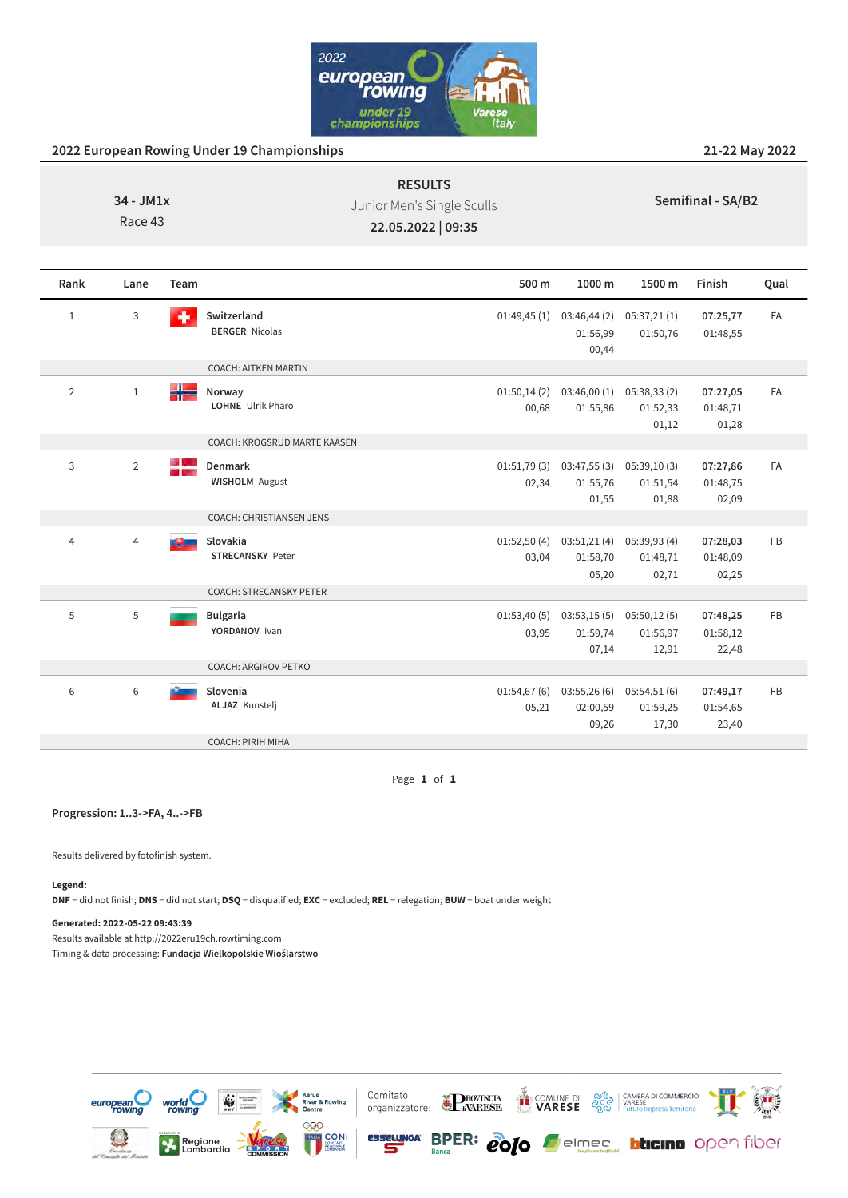## 2022 European Rowing Under 19 Championships

21-22 May 2022

**34 - JM1x**
Race 43

**RESULTS**
Junior Men's Single Sculls
**22.05.2022 | 09:35**

**Semifinal - SA/B2**

| Rank | Lane | Team | 500 m | 1000 m | 1500 m | Finish | Qual |
|---|---|---|---|---|---|---|---|
| 1 | 3 | Switzerland<br>**BERGER** Nicolas | 01:49,45 (1) | 03:46,44 (2)<br>01:56,99<br>00,44 | 05:37,21 (1)<br>01:50,76 | **07:25,77**<br>01:48,55 | FA |
| | | COACH: AITKEN MARTIN | | | | | |
| 2 | 1 | Norway<br>**LOHNE** Ulrik Pharo | 01:50,14 (2)<br>00,68 | 03:46,00 (1)<br>01:55,86 | 05:38,33 (2)<br>01:52,33<br>01,12 | **07:27,05**<br>01:48,71<br>01,28 | FA |
| | | COACH: KROGSRUD MARTE KAASEN | | | | | |
| 3 | 2 | Denmark<br>**WISHOLM** August | 01:51,79 (3)<br>02,34 | 03:47,55 (3)<br>01:55,76<br>01,55 | 05:39,10 (3)<br>01:51,54<br>01,88 | **07:27,86**<br>01:48,75<br>02,09 | FA |
| | | COACH: CHRISTIANSEN JENS | | | | | |
| 4 | 4 | Slovakia<br>**STRECANSKY** Peter | 01:52,50 (4)<br>03,04 | 03:51,21 (4)<br>01:58,70<br>05,20 | 05:39,93 (4)<br>01:48,71<br>02,71 | **07:28,03**<br>01:48,09<br>02,25 | FB |
| | | COACH: STRECANSKY PETER | | | | | |
| 5 | 5 | Bulgaria<br>**YORDANOV** Ivan | 01:53,40 (5)<br>03,95 | 03:53,15 (5)<br>01:59,74<br>07,14 | 05:50,12 (5)<br>01:56,97<br>12,91 | **07:48,25**<br>01:58,12<br>22,48 | FB |
| | | COACH: ARGIROV PETKO | | | | | |
| 6 | 6 | Slovenia<br>**ALJAZ** Kunstelj | 01:54,67 (6)<br>05,21 | 03:55,26 (6)<br>02:00,59<br>09,26 | 05:54,51 (6)<br>01:59,25<br>17,30 | **07:49,17**<br>01:54,65<br>23,40 | FB |
| | | COACH: PIRIH MIHA | | | | | |

**Progression: 1..3->FA, 4..->FB**

Results delivered by fotofinish system.

**Legend:**
**DNF** – did not finish; **DNS** – did not start; **DSQ** – disqualified; **EXC** – excluded; **REL** – relegation; **BUW** – boat under weight

**Generated: 2022-05-22 09:43:39**
Results available at http://2022eru19ch.rowtiming.com
Timing & data processing: **Fundacja Wielkopolskie Wioślarstwo**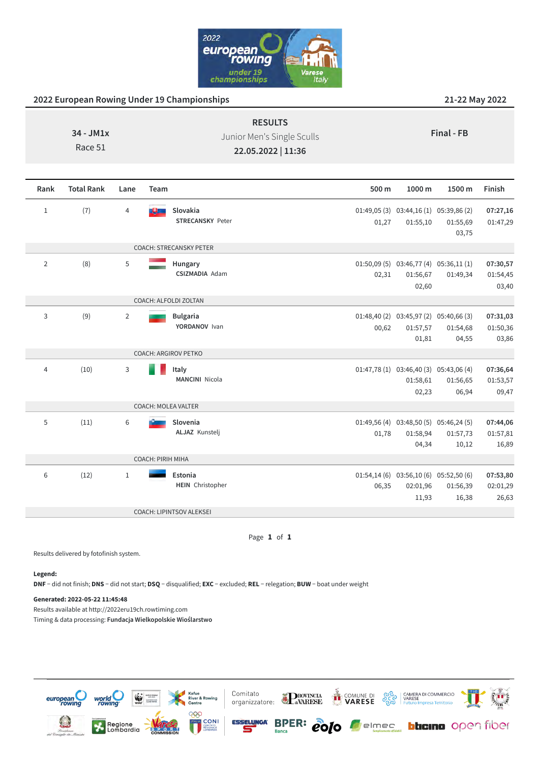## 2022 European Rowing Under 19 Championships

21-22 May 2022

**34 - JM1x**
Race 51

**RESULTS**
Junior Men's Single Sculls
**22.05.2022 | 11:36**

**Final - FB**

| Rank | Total Rank | Lane | Team | 500 m | 1000 m | 1500 m | Finish |
|---|---|---|---|---|---|---|---|
| 1 | (7) | 4 | **Slovakia** STRECANSKY Peter | 01:49,05 (3) | 03:44,16 (1) | 05:39,86 (2) | **07:27,16** |
| | | | | 01,27 | 01:55,10 | 01:55,69 | 01:47,29 |
| | | | | | | 03,75 | |
| | | | COACH: STRECANSKY PETER | | | | |
| 2 | (8) | 5 | **Hungary** CSIZMADIA Adam | 01:50,09 (5) | 03:46,77 (4) | 05:36,11 (1) | **07:30,57** |
| | | | | 02,31 | 01:56,67 | 01:49,34 | 01:54,45 |
| | | | | | 02,60 | | 03,40 |
| | | | COACH: ALFOLDI ZOLTAN | | | | |
| 3 | (9) | 2 | **Bulgaria** YORDANOV Ivan | 01:48,40 (2) | 03:45,97 (2) | 05:40,66 (3) | **07:31,03** |
| | | | | 00,62 | 01:57,57 | 01:54,68 | 01:50,36 |
| | | | | | 01,81 | 04,55 | 03,86 |
| | | | COACH: ARGIROV PETKO | | | | |
| 4 | (10) | 3 | **Italy** MANCINI Nicola | 01:47,78 (1) | 03:46,40 (3) | 05:43,06 (4) | **07:36,64** |
| | | | | | 01:58,61 | 01:56,65 | 01:53,57 |
| | | | | | 02,23 | 06,94 | 09,47 |
| | | | COACH: MOLEA VALTER | | | | |
| 5 | (11) | 6 | **Slovenia** ALJAZ Kunstelj | 01:49,56 (4) | 03:48,50 (5) | 05:46,24 (5) | **07:44,06** |
| | | | | 01,78 | 01:58,94 | 01:57,73 | 01:57,81 |
| | | | | | 04,34 | 10,12 | 16,89 |
| | | | COACH: PIRIH MIHA | | | | |
| 6 | (12) | 1 | **Estonia** HEIN Christopher | 01:54,14 (6) | 03:56,10 (6) | 05:52,50 (6) | **07:53,80** |
| | | | | 06,35 | 02:01,96 | 01:56,39 | 02:01,29 |
| | | | | | 11,93 | 16,38 | 26,63 |
| | | | COACH: LIPINTSOV ALEKSEI | | | | |

Results delivered by fotofinish system.

**Legend:**
**DNF** – did not finish; **DNS** – did not start; **DSQ** – disqualified; **EXC** – excluded; **REL** – relegation; **BUW** – boat under weight

**Generated: 2022-05-22 11:45:48**
Results available at http://2022eru19ch.rowtiming.com
Timing & data processing: **Fundacja Wielkopolskie Wioślarstwo**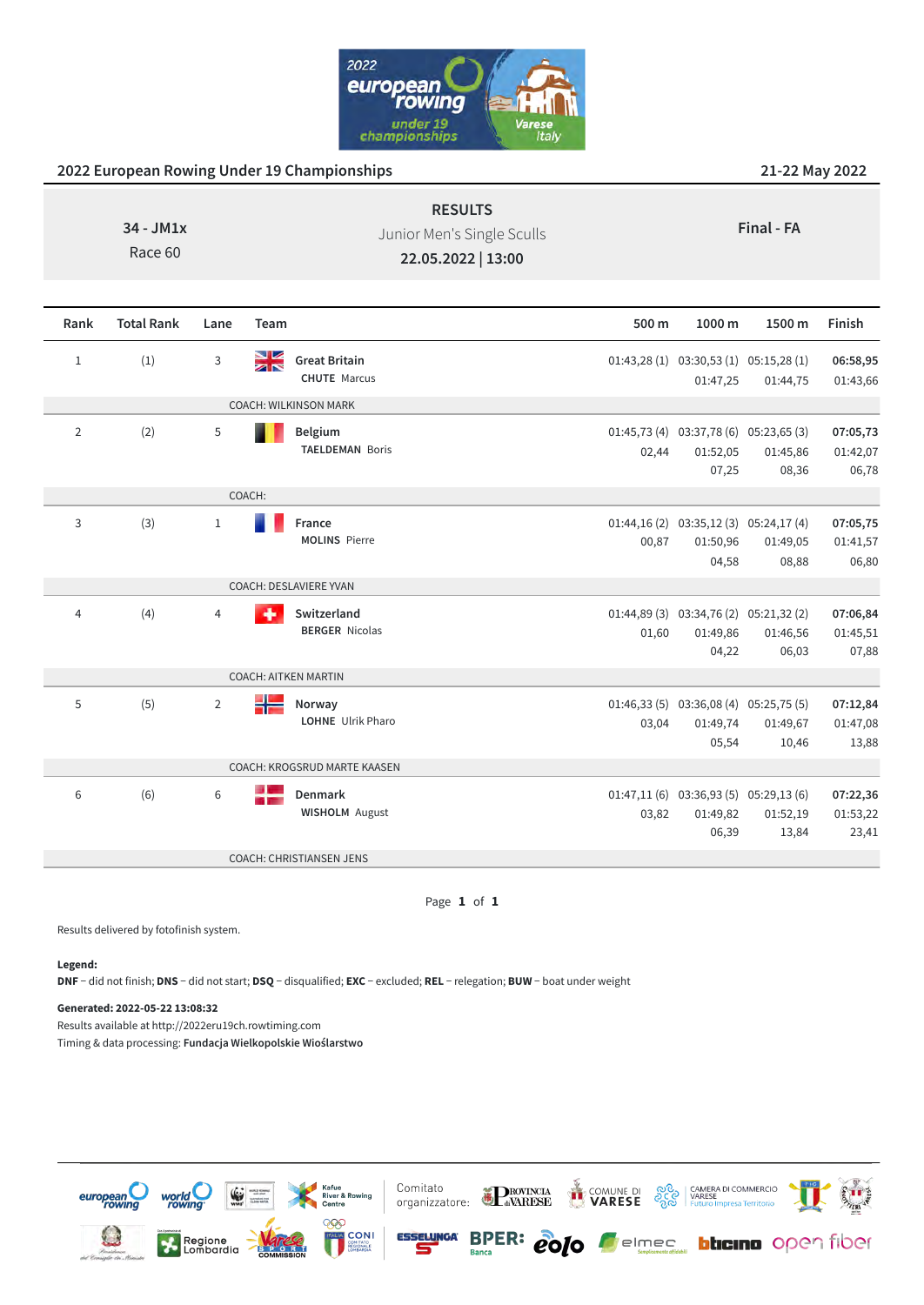## 2022 European Rowing Under 19 Championships

21-22 May 2022

**34 - JM1x**
Race 60

**RESULTS**
Junior Men's Single Sculls
**22.05.2022 | 13:00**

**Final - FA**

| Rank | Total Rank | Lane | Team | 500 m | 1000 m | 1500 m | Finish |
|---|---|---|---|---|---|---|---|
| 1 | (1) | 3 | **Great Britain** **CHUTE** Marcus | 01:43,28 (1) | 03:30,53 (1) 01:47,25 | 05:15,28 (1) 01:44,75 | **06:58,95** 01:43,66 |
| | | | COACH: WILKINSON MARK | | | | |
| 2 | (2) | 5 | **Belgium** **TAELDEMAN** Boris | 01:45,73 (4) 02,44 | 03:37,78 (6) 01:52,05 07,25 | 05:23,65 (3) 01:45,86 08,36 | **07:05,73** 01:42,07 06,78 |
| | | | COACH: | | | | |
| 3 | (3) | 1 | **France** **MOLINS** Pierre | 01:44,16 (2) 00,87 | 03:35,12 (3) 01:50,96 04,58 | 05:24,17 (4) 01:49,05 08,88 | **07:05,75** 01:41,57 06,80 |
| | | | COACH: DESLAVIERE YVAN | | | | |
| 4 | (4) | 4 | **Switzerland** **BERGER** Nicolas | 01:44,89 (3) 01,60 | 03:34,76 (2) 01:49,86 04,22 | 05:21,32 (2) 01:46,56 06,03 | **07:06,84** 01:45,51 07,88 |
| | | | COACH: AITKEN MARTIN | | | | |
| 5 | (5) | 2 | **Norway** **LOHNE** Ulrik Pharo | 01:46,33 (5) 03,04 | 03:36,08 (4) 01:49,74 05,54 | 05:25,75 (5) 01:49,67 10,46 | **07:12,84** 01:47,08 13,88 |
| | | | COACH: KROGSRUD MARTE KAASEN | | | | |
| 6 | (6) | 6 | **Denmark** **WISHOLM** August | 01:47,11 (6) 03,82 | 03:36,93 (5) 01:49,82 06,39 | 05:29,13 (6) 01:52,19 13,84 | **07:22,36** 01:53,22 23,41 |
| | | | COACH: CHRISTIANSEN JENS | | | | |

Results delivered by fotofinish system.

**Legend:**
**DNF** – did not finish; **DNS** – did not start; **DSQ** – disqualified; **EXC** – excluded; **REL** – relegation; **BUW** – boat under weight

**Generated: 2022-05-22 13:08:32**
Results available at http://2022eru19ch.rowtiming.com
Timing & data processing: **Fundacja Wielkopolskie Wioślarstwo**

Comitato organizzatore: